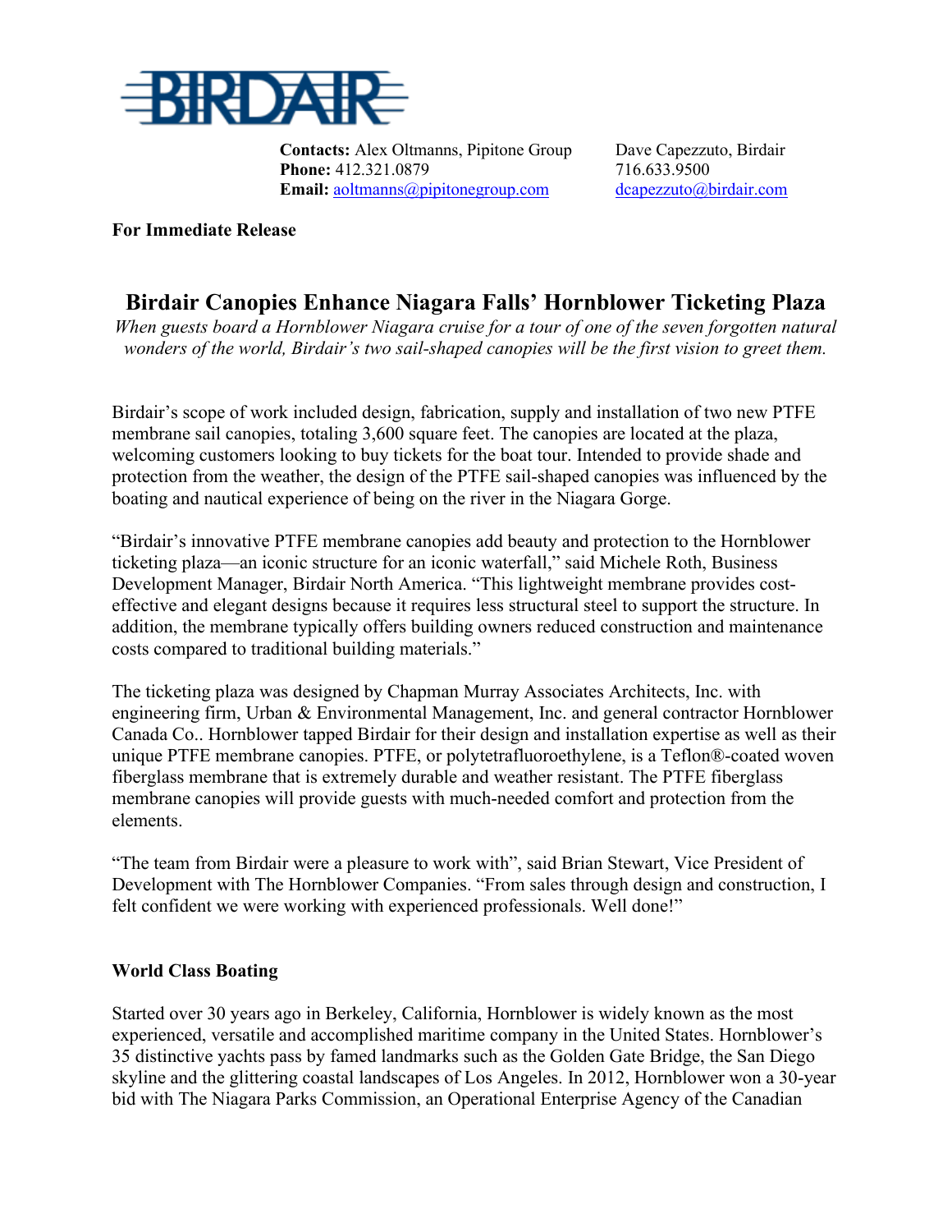BIRDAIR

**Contacts:** Alex Oltmanns, Pipitone Group
**Phone:** 412.321.0879
**Email:** aoltmanns@pipitonegroup.com

Dave Capezzuto, Birdair
716.633.9500
dcapezzuto@birdair.com

**For Immediate Release**

# Birdair Canopies Enhance Niagara Falls' Hornblower Ticketing Plaza

*When guests board a Hornblower Niagara cruise for a tour of one of the seven forgotten natural wonders of the world, Birdair's two sail-shaped canopies will be the first vision to greet them.*

Birdair's scope of work included design, fabrication, supply and installation of two new PTFE membrane sail canopies, totaling 3,600 square feet. The canopies are located at the plaza, welcoming customers looking to buy tickets for the boat tour. Intended to provide shade and protection from the weather, the design of the PTFE sail-shaped canopies was influenced by the boating and nautical experience of being on the river in the Niagara Gorge.

"Birdair's innovative PTFE membrane canopies add beauty and protection to the Hornblower ticketing plaza—an iconic structure for an iconic waterfall," said Michele Roth, Business Development Manager, Birdair North America. "This lightweight membrane provides cost-effective and elegant designs because it requires less structural steel to support the structure. In addition, the membrane typically offers building owners reduced construction and maintenance costs compared to traditional building materials."

The ticketing plaza was designed by Chapman Murray Associates Architects, Inc. with engineering firm, Urban & Environmental Management, Inc. and general contractor Hornblower Canada Co.. Hornblower tapped Birdair for their design and installation expertise as well as their unique PTFE membrane canopies. PTFE, or polytetrafluoroethylene, is a Teflon®-coated woven fiberglass membrane that is extremely durable and weather resistant. The PTFE fiberglass membrane canopies will provide guests with much-needed comfort and protection from the elements.

"The team from Birdair were a pleasure to work with", said Brian Stewart, Vice President of Development with The Hornblower Companies. "From sales through design and construction, I felt confident we were working with experienced professionals. Well done!"

**World Class Boating**

Started over 30 years ago in Berkeley, California, Hornblower is widely known as the most experienced, versatile and accomplished maritime company in the United States. Hornblower's 35 distinctive yachts pass by famed landmarks such as the Golden Gate Bridge, the San Diego skyline and the glittering coastal landscapes of Los Angeles. In 2012, Hornblower won a 30-year bid with The Niagara Parks Commission, an Operational Enterprise Agency of the Canadian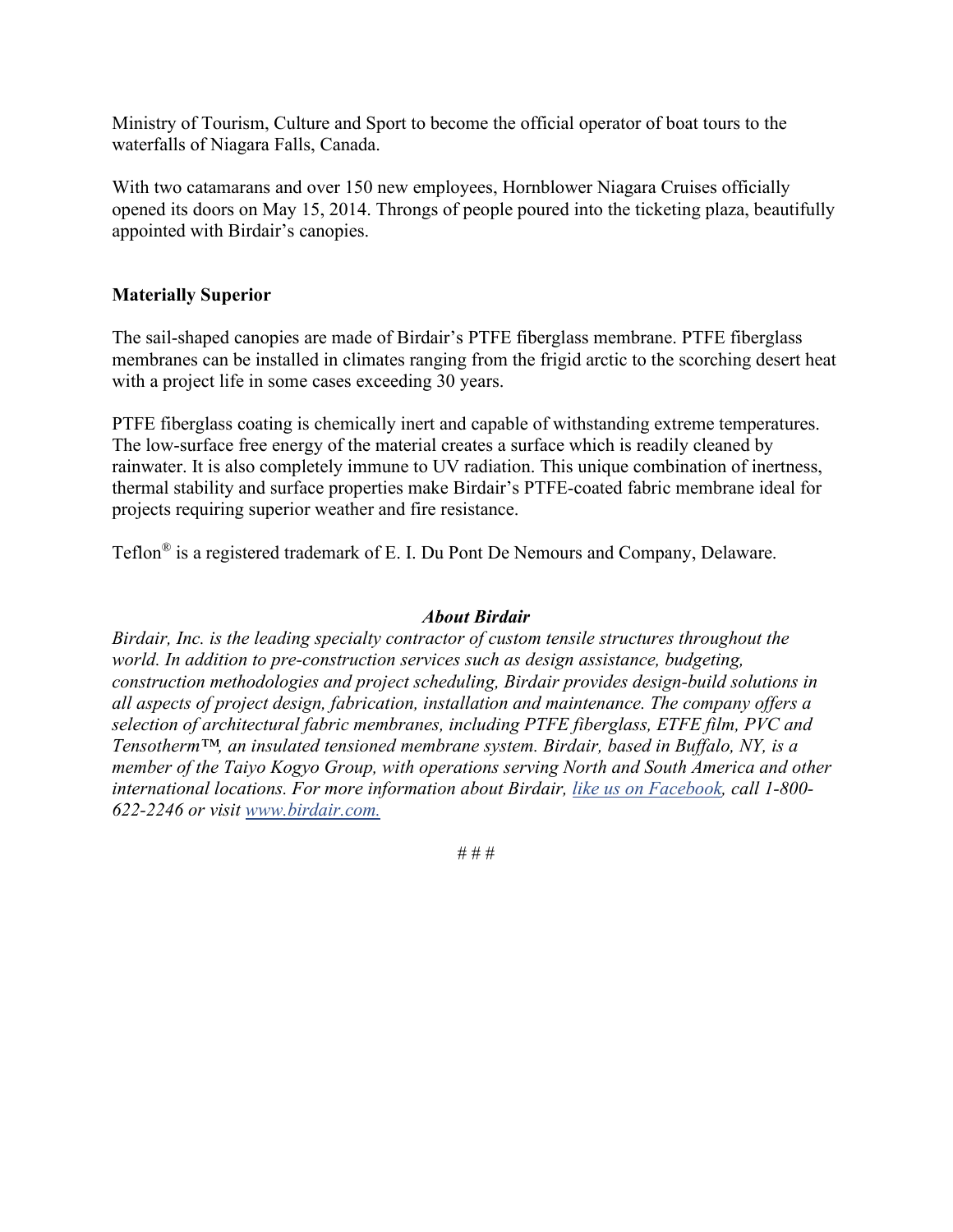Ministry of Tourism, Culture and Sport to become the official operator of boat tours to the waterfalls of Niagara Falls, Canada.

With two catamarans and over 150 new employees, Hornblower Niagara Cruises officially opened its doors on May 15, 2014. Throngs of people poured into the ticketing plaza, beautifully appointed with Birdair's canopies.

**Materially Superior**

The sail-shaped canopies are made of Birdair's PTFE fiberglass membrane. PTFE fiberglass membranes can be installed in climates ranging from the frigid arctic to the scorching desert heat with a project life in some cases exceeding 30 years.

PTFE fiberglass coating is chemically inert and capable of withstanding extreme temperatures. The low-surface free energy of the material creates a surface which is readily cleaned by rainwater. It is also completely immune to UV radiation. This unique combination of inertness, thermal stability and surface properties make Birdair's PTFE-coated fabric membrane ideal for projects requiring superior weather and fire resistance.

Teflon® is a registered trademark of E. I. Du Pont De Nemours and Company, Delaware.

***About Birdair***

*Birdair, Inc. is the leading specialty contractor of custom tensile structures throughout the world. In addition to pre-construction services such as design assistance, budgeting, construction methodologies and project scheduling, Birdair provides design-build solutions in all aspects of project design, fabrication, installation and maintenance. The company offers a selection of architectural fabric membranes, including PTFE fiberglass, ETFE film, PVC and Tensotherm™, an insulated tensioned membrane system. Birdair, based in Buffalo, NY, is a member of the Taiyo Kogyo Group, with operations serving North and South America and other international locations. For more information about Birdair, [like us on Facebook](), call 1-800-622-2246 or visit [www.birdair.com.]()*

# # #